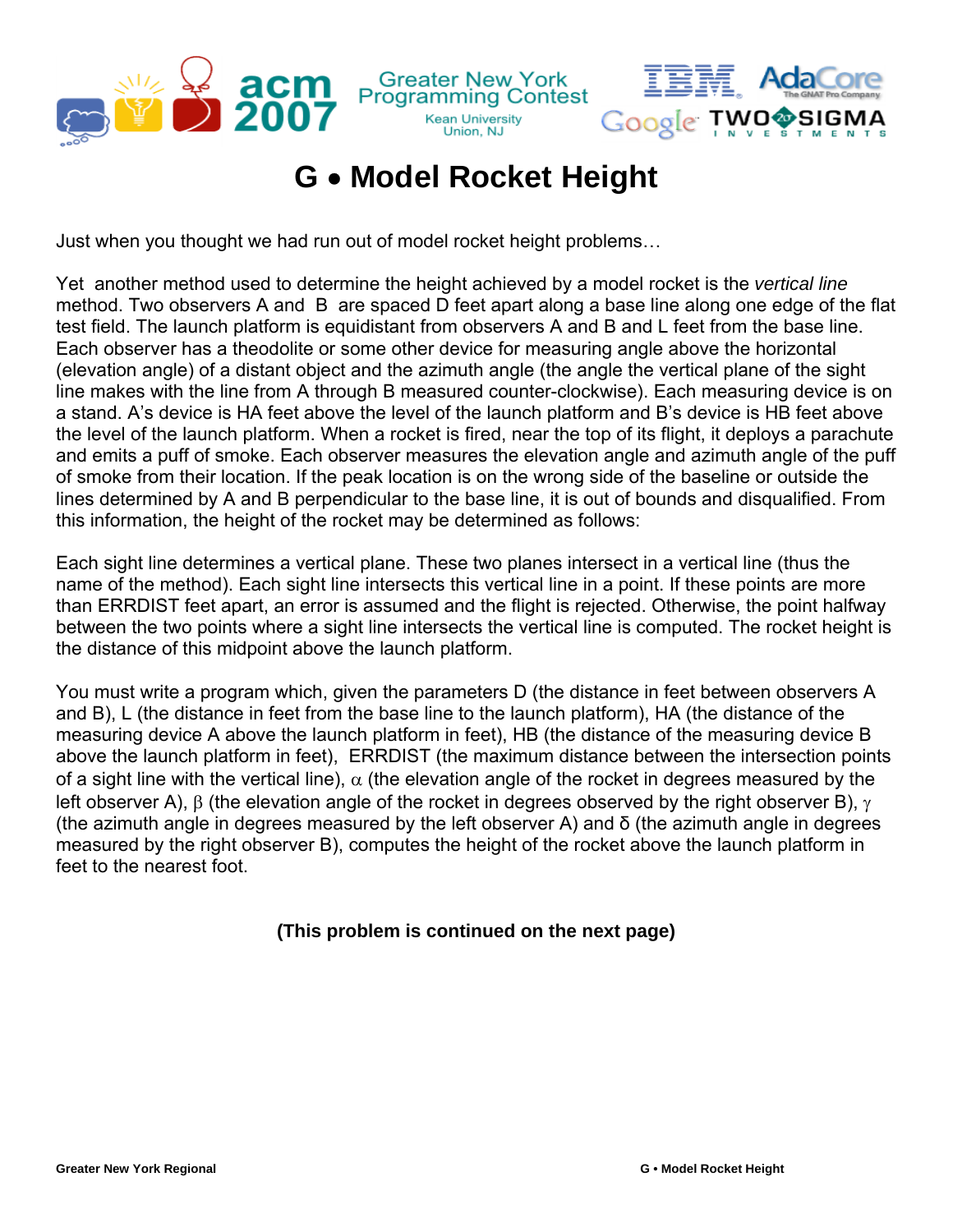# G • Model Rocket Height

Just when you thought we had run out of model rocket height problems…

Yet another method used to determine the height achieved by a model rocket is the *vertical line* method. Two observers A and B are spaced D feet apart along a base line along one edge of the flat test field. The launch platform is equidistant from observers A and B and L feet from the base line. Each observer has a theodolite or some other device for measuring angle above the horizontal (elevation angle) of a distant object and the azimuth angle (the angle the vertical plane of the sight line makes with the line from A through B measured counter-clockwise). Each measuring device is on a stand. A's device is HA feet above the level of the launch platform and B's device is HB feet above the level of the launch platform. When a rocket is fired, near the top of its flight, it deploys a parachute and emits a puff of smoke. Each observer measures the elevation angle and azimuth angle of the puff of smoke from their location. If the peak location is on the wrong side of the baseline or outside the lines determined by A and B perpendicular to the base line, it is out of bounds and disqualified. From this information, the height of the rocket may be determined as follows:

Each sight line determines a vertical plane. These two planes intersect in a vertical line (thus the name of the method). Each sight line intersects this vertical line in a point. If these points are more than ERRDIST feet apart, an error is assumed and the flight is rejected. Otherwise, the point halfway between the two points where a sight line intersects the vertical line is computed. The rocket height is the distance of this midpoint above the launch platform.

You must write a program which, given the parameters D (the distance in feet between observers A and B), L (the distance in feet from the base line to the launch platform), HA (the distance of the measuring device A above the launch platform in feet), HB (the distance of the measuring device B above the launch platform in feet), ERRDIST (the maximum distance between the intersection points of a sight line with the vertical line), $\alpha$ (the elevation angle of the rocket in degrees measured by the left observer A), $\beta$ (the elevation angle of the rocket in degrees observed by the right observer B), $\gamma$ (the azimuth angle in degrees measured by the left observer A) and $\delta$ (the azimuth angle in degrees measured by the right observer B), computes the height of the rocket above the launch platform in feet to the nearest foot.

**(This problem is continued on the next page)**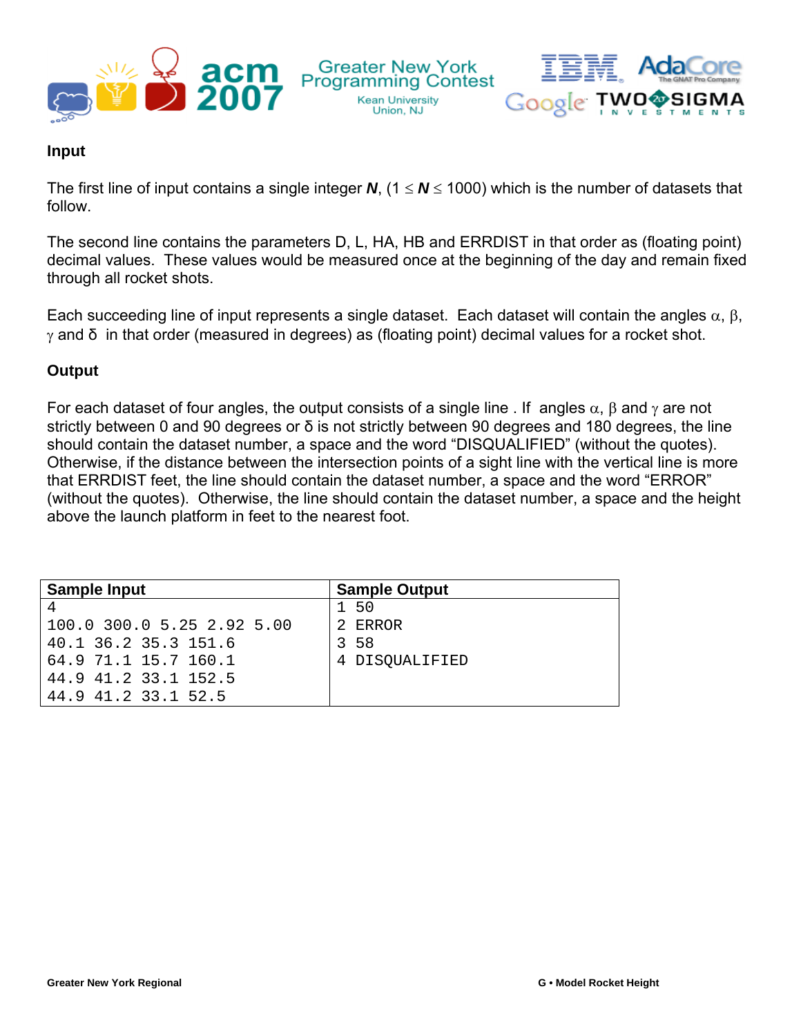**Input**

The first line of input contains a single integer ***N***, ($1 \leq N \leq 1000$) which is the number of datasets that follow.

The second line contains the parameters D, L, HA, HB and ERRDIST in that order as (floating point) decimal values. These values would be measured once at the beginning of the day and remain fixed through all rocket shots.

Each succeeding line of input represents a single dataset. Each dataset will contain the angles $\alpha$, $\beta$, $\gamma$ and $\delta$ in that order (measured in degrees) as (floating point) decimal values for a rocket shot.

**Output**

For each dataset of four angles, the output consists of a single line . If angles $\alpha$, $\beta$ and $\gamma$ are not strictly between 0 and 90 degrees or $\delta$ is not strictly between 90 degrees and 180 degrees, the line should contain the dataset number, a space and the word "DISQUALIFIED" (without the quotes). Otherwise, if the distance between the intersection points of a sight line with the vertical line is more that ERRDIST feet, the line should contain the dataset number, a space and the word "ERROR" (without the quotes). Otherwise, the line should contain the dataset number, a space and the height above the launch platform in feet to the nearest foot.

| Sample Input | Sample Output |
| --- | --- |
| 4<br>100.0 300.0 5.25 2.92 5.00<br>40.1 36.2 35.3 151.6<br>64.9 71.1 15.7 160.1<br>44.9 41.2 33.1 152.5<br>44.9 41.2 33.1 52.5 | 1 50<br>2 ERROR<br>3 58<br>4 DISQUALIFIED |